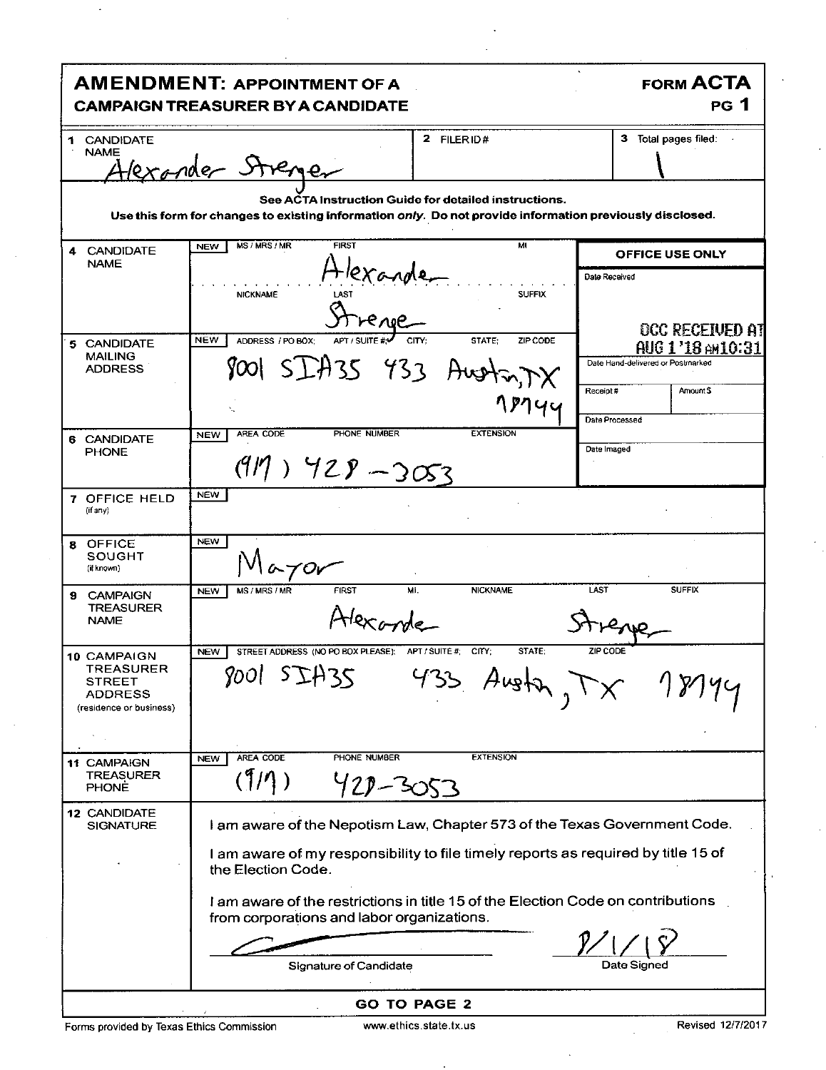# AMENDMENT: APPOINTMENT OF A CAMPAIGN TREASURER BY A CANDIDATE

**FORM ACTA** PG 1

| 1 CANDIDATE NAME | 2 FILER ID# | 3 Total pages filed: |
|---|---|---|
| Alexander Strenger | | 1 |

**See ACTA Instruction Guide for detailed instructions.**
**Use this form for changes to existing information *only*. Do not provide information previously disclosed.**

| | | |
|---|---|---|
| **4 CANDIDATE NAME** | NEW — MS / MRS / MR: FIRST: Alexander MI: NICKNAME: LAST: Strenger SUFFIX: | **OFFICE USE ONLY** Date Received |
| **5 CANDIDATE MAILING ADDRESS** | NEW — ADDRESS / PO BOX; APT / SUITE #; CITY; STATE; ZIP CODE: 8001 SIH35 433 Austin, TX 78744 | OCC RECEIVED AT AUG 1 '18 AM10:31 Date Hand-delivered or Postmarked; Receipt #; Amount $; Date Processed |
| **6 CANDIDATE PHONE** | NEW — AREA CODE / PHONE NUMBER / EXTENSION: (917) 428-3053 | Date Imaged |
| **7 OFFICE HELD** (if any) | NEW | |
| **8 OFFICE SOUGHT** (if known) | NEW — Mayor | |
| **9 CAMPAIGN TREASURER NAME** | NEW — MS / MRS / MR; FIRST: Alexander; MI.; NICKNAME; LAST: Strenger; SUFFIX | |
| **10 CAMPAIGN TREASURER STREET ADDRESS** (residence or business) | NEW — STREET ADDRESS (NO PO BOX PLEASE); APT / SUITE #; CITY; STATE; ZIP CODE: 8001 SIH35 433 Austin, TX 78744 | |
| **11 CAMPAIGN TREASURER PHONE** | NEW — AREA CODE / PHONE NUMBER / EXTENSION: (917) 428-3053 | |

**12 CANDIDATE SIGNATURE**

I am aware of the Nepotism Law, Chapter 573 of the Texas Government Code.

I am aware of my responsibility to file timely reports as required by title 15 of the Election Code.

I am aware of the restrictions in title 15 of the Election Code on contributions from corporations and labor organizations.

[Signature] — Signature of Candidate

8/1/18 — Date Signed

**GO TO PAGE 2**

Forms provided by Texas Ethics Commission — www.ethics.state.tx.us — Revised 12/7/2017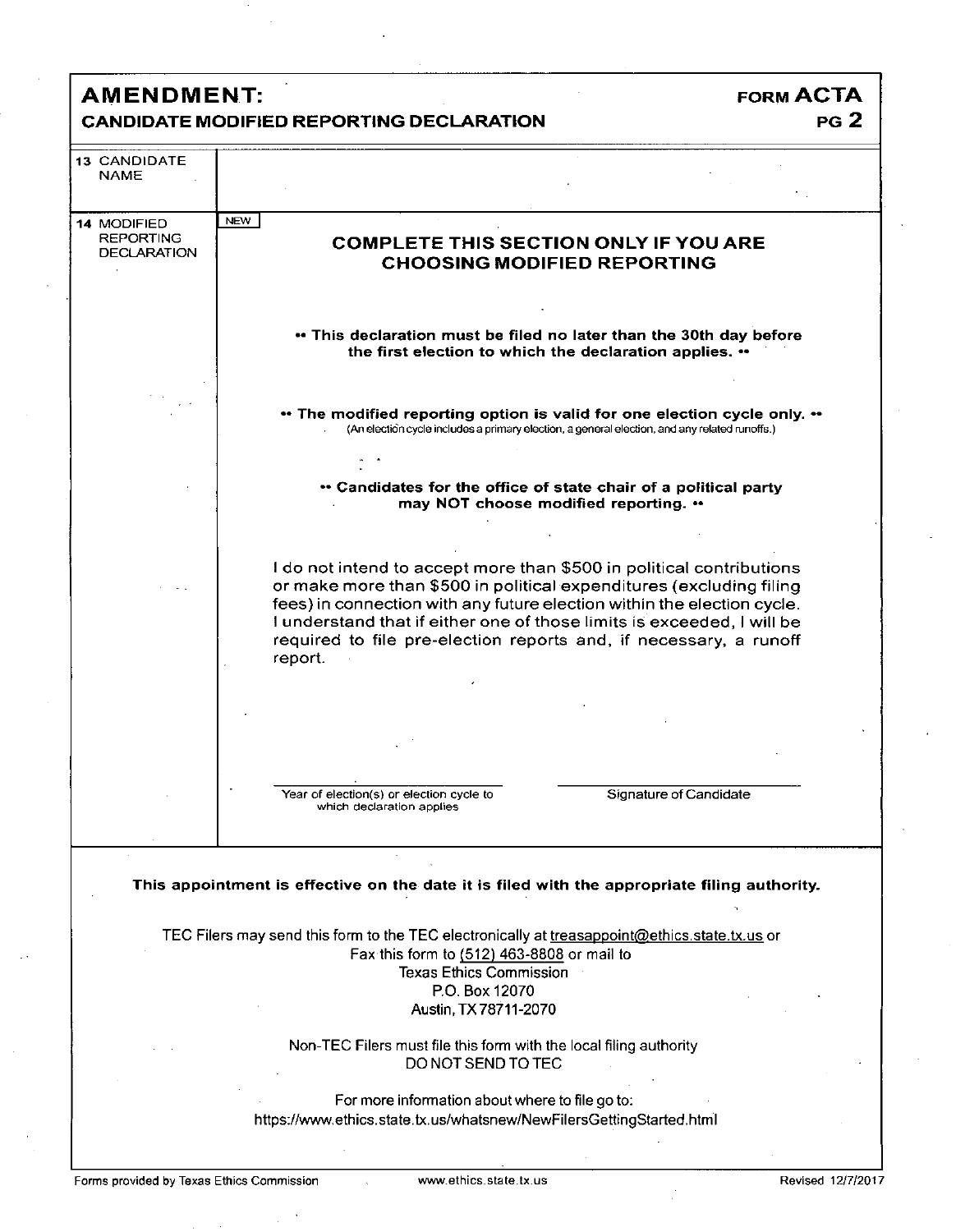# AMENDMENT:

## CANDIDATE MODIFIED REPORTING DECLARATION

**FORM ACTA**
**PG 2**

| | |
|---|---|
| 13 CANDIDATE NAME | |
| 14 MODIFIED REPORTING DECLARATION | NEW |

**COMPLETE THIS SECTION ONLY IF YOU ARE CHOOSING MODIFIED REPORTING**

**•• This declaration must be filed no later than the 30th day before the first election to which the declaration applies. ••**

**•• The modified reporting option is valid for one election cycle only. ••**
(An election cycle includes a primary election, a general election, and any related runoffs.)

**•• Candidates for the office of state chair of a political party may NOT choose modified reporting. ••**

I do not intend to accept more than $500 in political contributions or make more than $500 in political expenditures (excluding filing fees) in connection with any future election within the election cycle. I understand that if either one of those limits is exceeded, I will be required to file pre-election reports and, if necessary, a runoff report.

\_\_\_\_\_\_\_\_\_\_\_\_\_\_\_\_\_\_\_\_\_\_\_\_\_\_\_\_
Year of election(s) or election cycle to which declaration applies

\_\_\_\_\_\_\_\_\_\_\_\_\_\_\_\_\_\_\_\_\_\_\_\_\_\_\_\_
Signature of Candidate

**This appointment is effective on the date it is filed with the appropriate filing authority.**

TEC Filers may send this form to the TEC electronically at treasappoint@ethics.state.tx.us or
Fax this form to (512) 463-8808 or mail to
Texas Ethics Commission
P.O. Box 12070
Austin, TX 78711-2070

Non-TEC Filers must file this form with the local filing authority
DO NOT SEND TO TEC

For more information about where to file go to:
https://www.ethics.state.tx.us/whatsnew/NewFilersGettingStarted.html